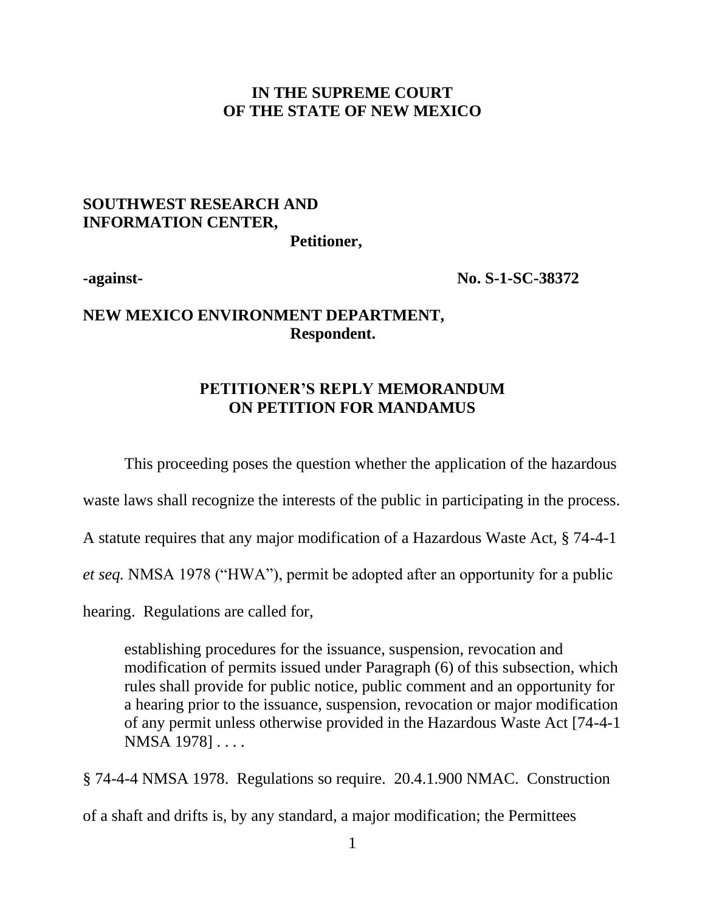**IN THE SUPREME COURT**
**OF THE STATE OF NEW MEXICO**

**SOUTHWEST RESEARCH AND INFORMATION CENTER,**
**Petitioner,**

**-against-** **No. S-1-SC-38372**

**NEW MEXICO ENVIRONMENT DEPARTMENT,**
**Respondent.**

## PETITIONER'S REPLY MEMORANDUM ON PETITION FOR MANDAMUS

This proceeding poses the question whether the application of the hazardous waste laws shall recognize the interests of the public in participating in the process. A statute requires that any major modification of a Hazardous Waste Act, § 74-4-1 *et seq.* NMSA 1978 ("HWA"), permit be adopted after an opportunity for a public hearing. Regulations are called for,

> establishing procedures for the issuance, suspension, revocation and modification of permits issued under Paragraph (6) of this subsection, which rules shall provide for public notice, public comment and an opportunity for a hearing prior to the issuance, suspension, revocation or major modification of any permit unless otherwise provided in the Hazardous Waste Act [74-4-1 NMSA 1978] . . . .

§ 74-4-4 NMSA 1978. Regulations so require. 20.4.1.900 NMAC. Construction of a shaft and drifts is, by any standard, a major modification; the Permittees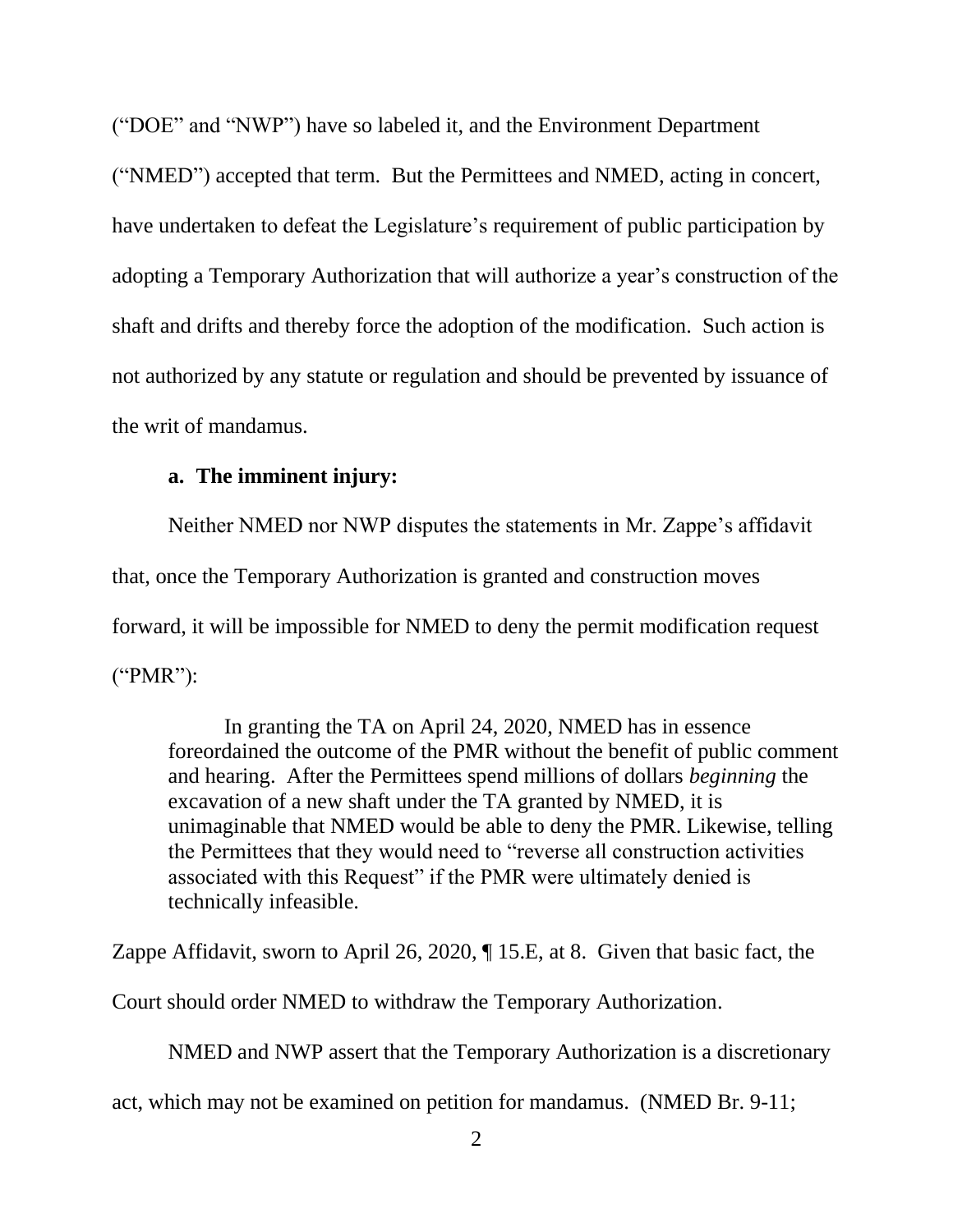("DOE" and "NWP") have so labeled it, and the Environment Department ("NMED") accepted that term. But the Permittees and NMED, acting in concert, have undertaken to defeat the Legislature's requirement of public participation by adopting a Temporary Authorization that will authorize a year's construction of the shaft and drifts and thereby force the adoption of the modification. Such action is not authorized by any statute or regulation and should be prevented by issuance of the writ of mandamus.

**a. The imminent injury:**

Neither NMED nor NWP disputes the statements in Mr. Zappe's affidavit that, once the Temporary Authorization is granted and construction moves forward, it will be impossible for NMED to deny the permit modification request ("PMR"):

> In granting the TA on April 24, 2020, NMED has in essence foreordained the outcome of the PMR without the benefit of public comment and hearing. After the Permittees spend millions of dollars *beginning* the excavation of a new shaft under the TA granted by NMED, it is unimaginable that NMED would be able to deny the PMR. Likewise, telling the Permittees that they would need to "reverse all construction activities associated with this Request" if the PMR were ultimately denied is technically infeasible.

Zappe Affidavit, sworn to April 26, 2020, ¶ 15.E, at 8. Given that basic fact, the Court should order NMED to withdraw the Temporary Authorization.

NMED and NWP assert that the Temporary Authorization is a discretionary act, which may not be examined on petition for mandamus. (NMED Br. 9-11;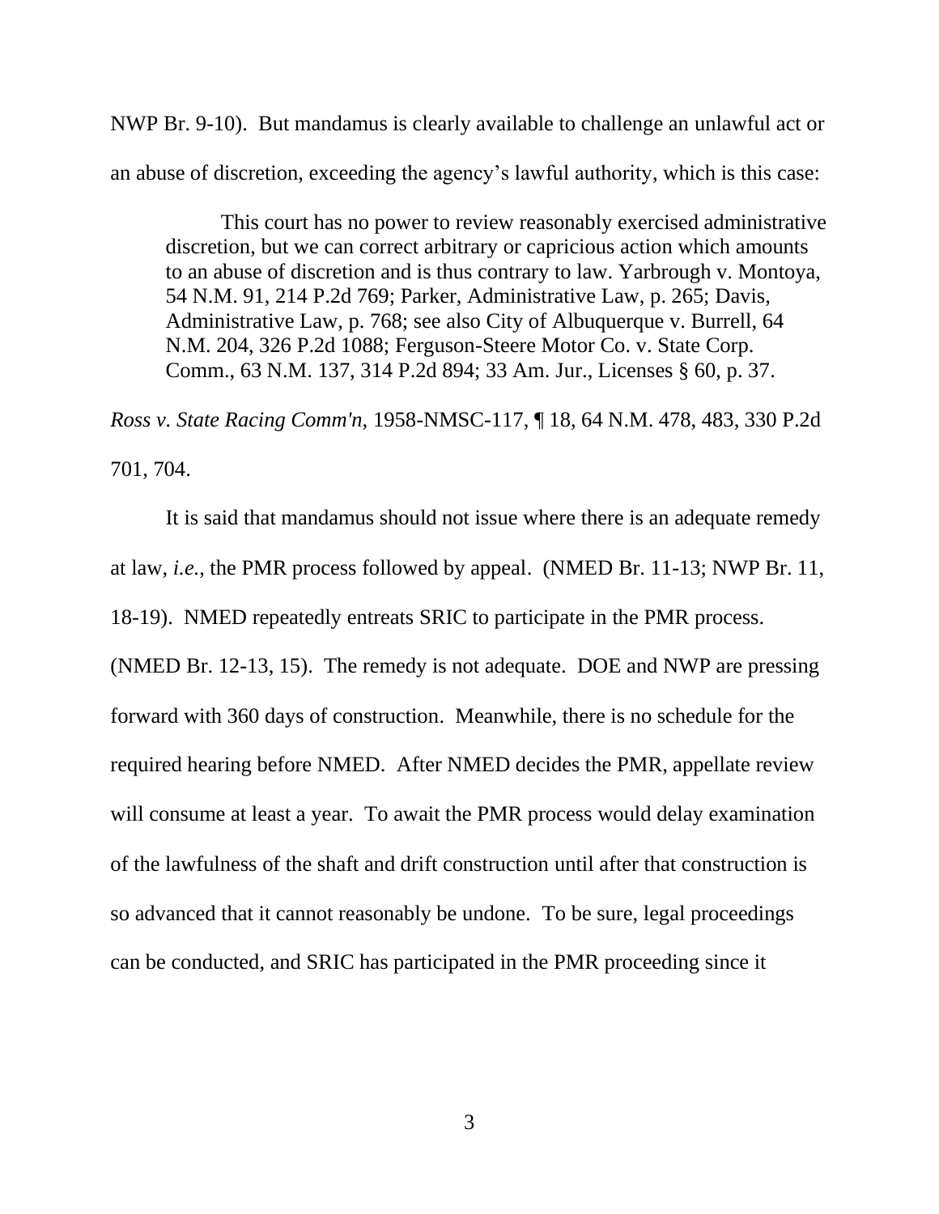NWP Br. 9-10). But mandamus is clearly available to challenge an unlawful act or an abuse of discretion, exceeding the agency's lawful authority, which is this case:

> This court has no power to review reasonably exercised administrative discretion, but we can correct arbitrary or capricious action which amounts to an abuse of discretion and is thus contrary to law. Yarbrough v. Montoya, 54 N.M. 91, 214 P.2d 769; Parker, Administrative Law, p. 265; Davis, Administrative Law, p. 768; see also City of Albuquerque v. Burrell, 64 N.M. 204, 326 P.2d 1088; Ferguson-Steere Motor Co. v. State Corp. Comm., 63 N.M. 137, 314 P.2d 894; 33 Am. Jur., Licenses § 60, p. 37.

*Ross v. State Racing Comm'n,* 1958-NMSC-117, ¶ 18, 64 N.M. 478, 483, 330 P.2d 701, 704.

It is said that mandamus should not issue where there is an adequate remedy at law, *i.e.*, the PMR process followed by appeal. (NMED Br. 11-13; NWP Br. 11, 18-19). NMED repeatedly entreats SRIC to participate in the PMR process. (NMED Br. 12-13, 15). The remedy is not adequate. DOE and NWP are pressing forward with 360 days of construction. Meanwhile, there is no schedule for the required hearing before NMED. After NMED decides the PMR, appellate review will consume at least a year. To await the PMR process would delay examination of the lawfulness of the shaft and drift construction until after that construction is so advanced that it cannot reasonably be undone. To be sure, legal proceedings can be conducted, and SRIC has participated in the PMR proceeding since it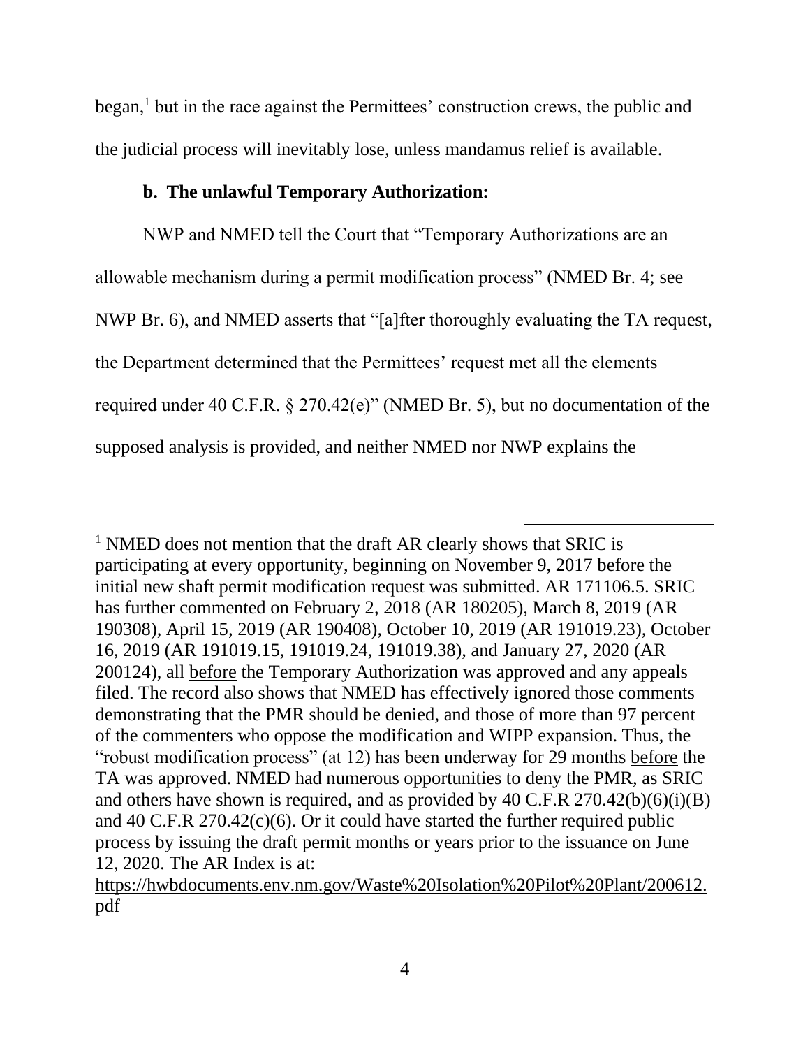began,[1] but in the race against the Permittees' construction crews, the public and the judicial process will inevitably lose, unless mandamus relief is available.

**b. The unlawful Temporary Authorization:**

NWP and NMED tell the Court that "Temporary Authorizations are an allowable mechanism during a permit modification process" (NMED Br. 4; see NWP Br. 6), and NMED asserts that "[a]fter thoroughly evaluating the TA request, the Department determined that the Permittees' request met all the elements required under 40 C.F.R. § 270.42(e)" (NMED Br. 5), but no documentation of the supposed analysis is provided, and neither NMED nor NWP explains the

---

[1] NMED does not mention that the draft AR clearly shows that SRIC is participating at <u>every</u> opportunity, beginning on November 9, 2017 before the initial new shaft permit modification request was submitted. AR 171106.5. SRIC has further commented on February 2, 2018 (AR 180205), March 8, 2019 (AR 190308), April 15, 2019 (AR 190408), October 10, 2019 (AR 191019.23), October 16, 2019 (AR 191019.15, 191019.24, 191019.38), and January 27, 2020 (AR 200124), all <u>before</u> the Temporary Authorization was approved and any appeals filed. The record also shows that NMED has effectively ignored those comments demonstrating that the PMR should be denied, and those of more than 97 percent of the commenters who oppose the modification and WIPP expansion. Thus, the "robust modification process" (at 12) has been underway for 29 months <u>before</u> the TA was approved. NMED had numerous opportunities to <u>deny</u> the PMR, as SRIC and others have shown is required, and as provided by 40 C.F.R 270.42(b)(6)(i)(B) and 40 C.F.R 270.42(c)(6). Or it could have started the further required public process by issuing the draft permit months or years prior to the issuance on June 12, 2020. The AR Index is at: https://hwbdocuments.env.nm.gov/Waste%20Isolation%20Pilot%20Plant/200612.pdf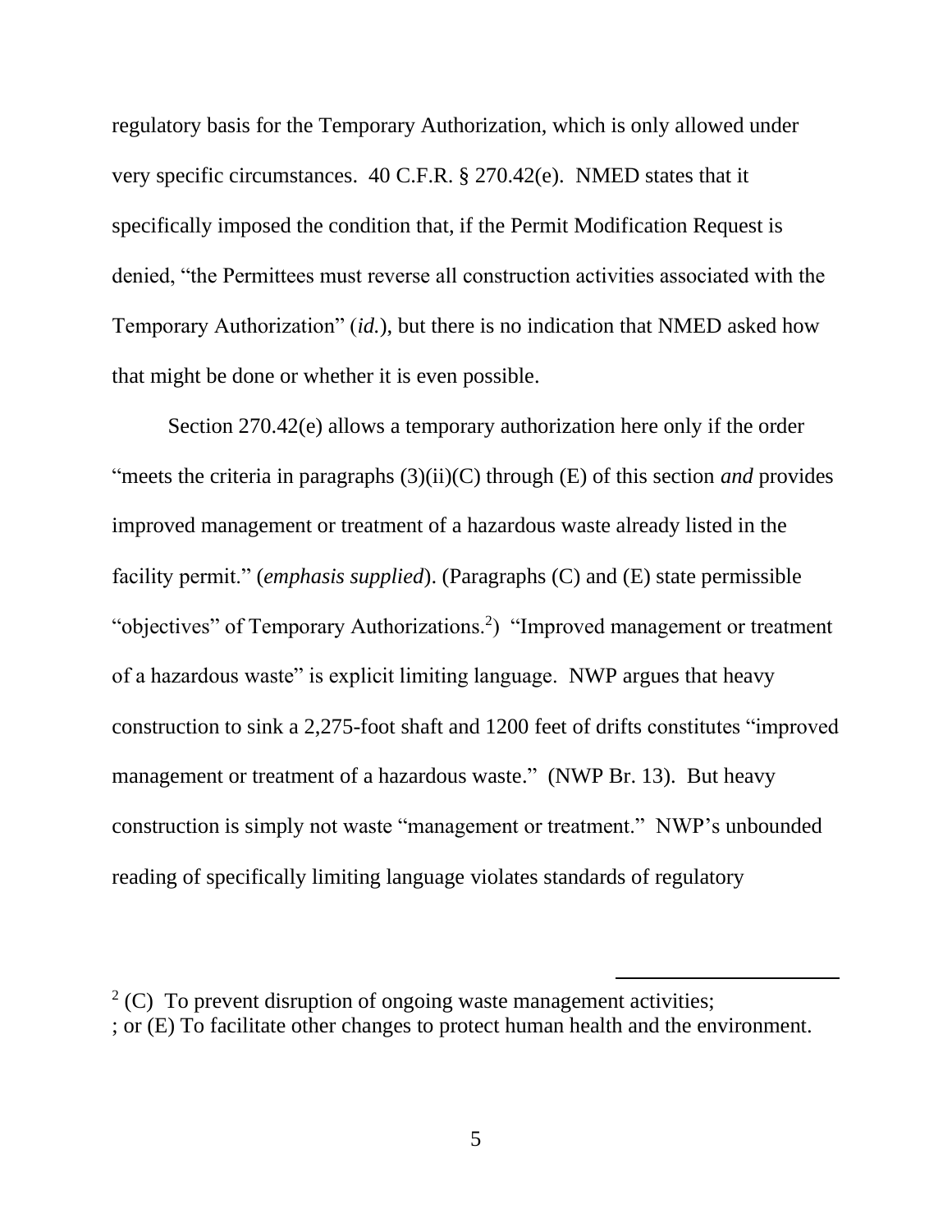regulatory basis for the Temporary Authorization, which is only allowed under very specific circumstances. 40 C.F.R. § 270.42(e). NMED states that it specifically imposed the condition that, if the Permit Modification Request is denied, "the Permittees must reverse all construction activities associated with the Temporary Authorization" (*id.*), but there is no indication that NMED asked how that might be done or whether it is even possible.

Section 270.42(e) allows a temporary authorization here only if the order "meets the criteria in paragraphs (3)(ii)(C) through (E) of this section *and* provides improved management or treatment of a hazardous waste already listed in the facility permit." (*emphasis supplied*). (Paragraphs (C) and (E) state permissible "objectives" of Temporary Authorizations.[2]) "Improved management or treatment of a hazardous waste" is explicit limiting language. NWP argues that heavy construction to sink a 2,275-foot shaft and 1200 feet of drifts constitutes "improved management or treatment of a hazardous waste." (NWP Br. 13). But heavy construction is simply not waste "management or treatment." NWP's unbounded reading of specifically limiting language violates standards of regulatory

---

[2] (C) To prevent disruption of ongoing waste management activities;
; or (E) To facilitate other changes to protect human health and the environment.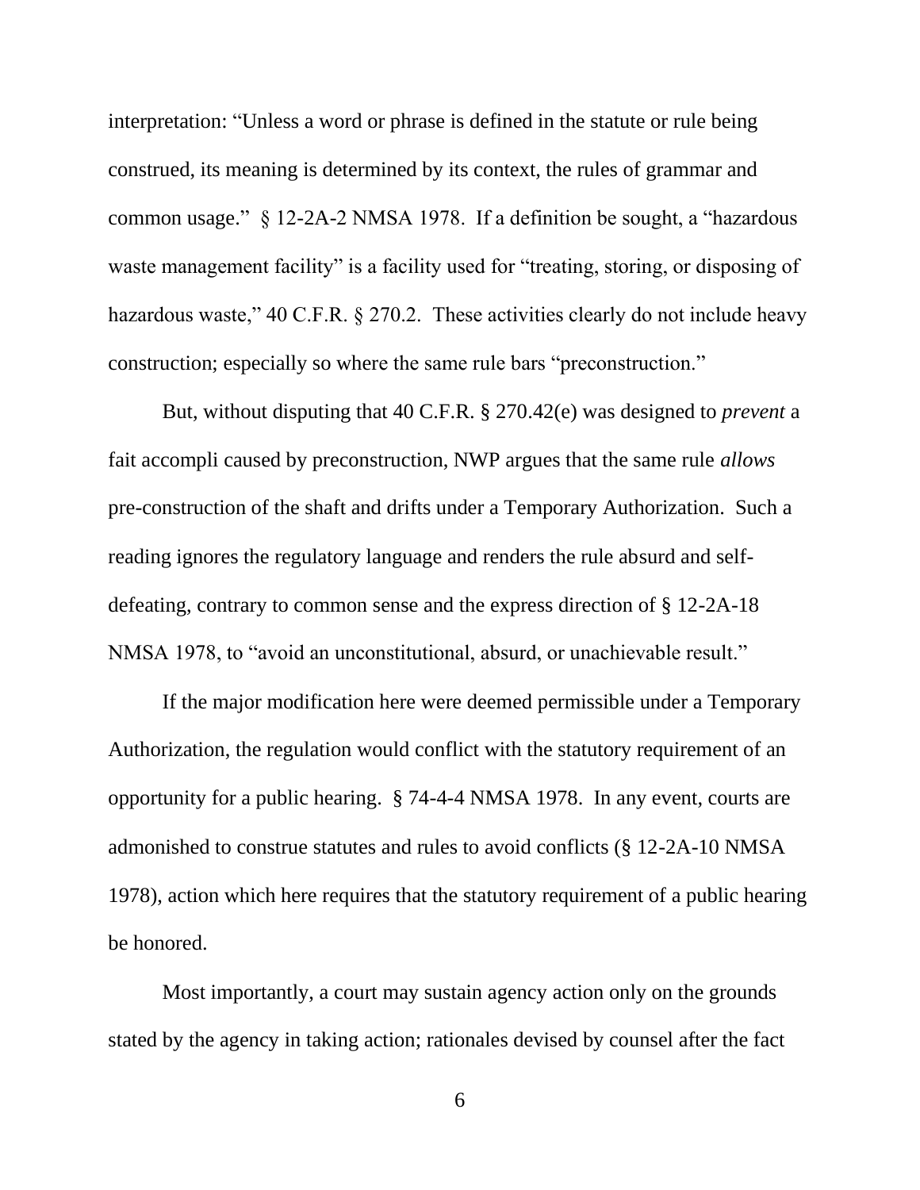interpretation: "Unless a word or phrase is defined in the statute or rule being construed, its meaning is determined by its context, the rules of grammar and common usage." § 12-2A-2 NMSA 1978. If a definition be sought, a "hazardous waste management facility" is a facility used for "treating, storing, or disposing of hazardous waste," 40 C.F.R. § 270.2. These activities clearly do not include heavy construction; especially so where the same rule bars "preconstruction."

But, without disputing that 40 C.F.R. § 270.42(e) was designed to *prevent* a fait accompli caused by preconstruction, NWP argues that the same rule *allows* pre-construction of the shaft and drifts under a Temporary Authorization. Such a reading ignores the regulatory language and renders the rule absurd and self-defeating, contrary to common sense and the express direction of § 12-2A-18 NMSA 1978, to "avoid an unconstitutional, absurd, or unachievable result."

If the major modification here were deemed permissible under a Temporary Authorization, the regulation would conflict with the statutory requirement of an opportunity for a public hearing. § 74-4-4 NMSA 1978. In any event, courts are admonished to construe statutes and rules to avoid conflicts (§ 12-2A-10 NMSA 1978), action which here requires that the statutory requirement of a public hearing be honored.

Most importantly, a court may sustain agency action only on the grounds stated by the agency in taking action; rationales devised by counsel after the fact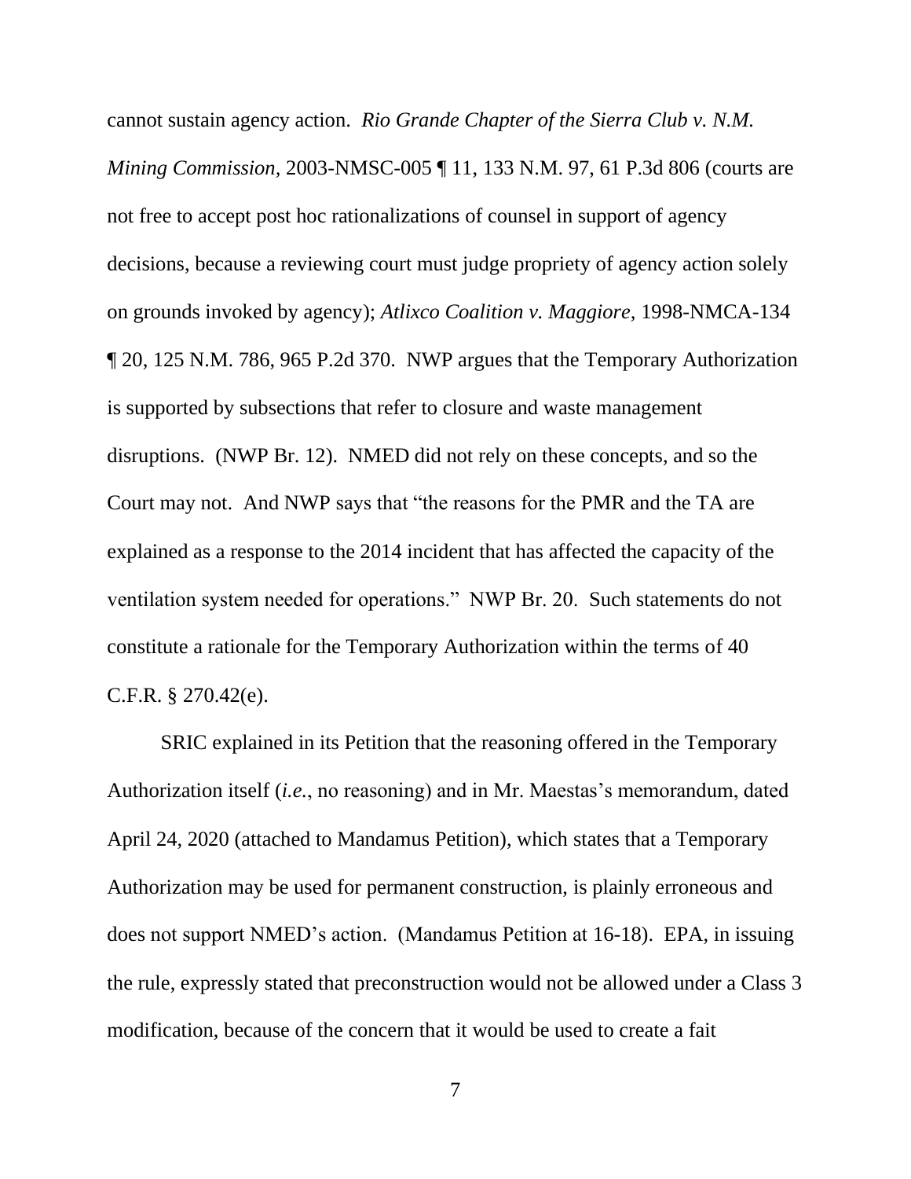cannot sustain agency action. *Rio Grande Chapter of the Sierra Club v. N.M. Mining Commission*, 2003-NMSC-005 ¶ 11, 133 N.M. 97, 61 P.3d 806 (courts are not free to accept post hoc rationalizations of counsel in support of agency decisions, because a reviewing court must judge propriety of agency action solely on grounds invoked by agency); *Atlixco Coalition v. Maggiore*, 1998-NMCA-134 ¶ 20, 125 N.M. 786, 965 P.2d 370. NWP argues that the Temporary Authorization is supported by subsections that refer to closure and waste management disruptions. (NWP Br. 12). NMED did not rely on these concepts, and so the Court may not. And NWP says that "the reasons for the PMR and the TA are explained as a response to the 2014 incident that has affected the capacity of the ventilation system needed for operations." NWP Br. 20. Such statements do not constitute a rationale for the Temporary Authorization within the terms of 40 C.F.R. § 270.42(e).

SRIC explained in its Petition that the reasoning offered in the Temporary Authorization itself (*i.e.*, no reasoning) and in Mr. Maestas's memorandum, dated April 24, 2020 (attached to Mandamus Petition), which states that a Temporary Authorization may be used for permanent construction, is plainly erroneous and does not support NMED's action. (Mandamus Petition at 16-18). EPA, in issuing the rule, expressly stated that preconstruction would not be allowed under a Class 3 modification, because of the concern that it would be used to create a fait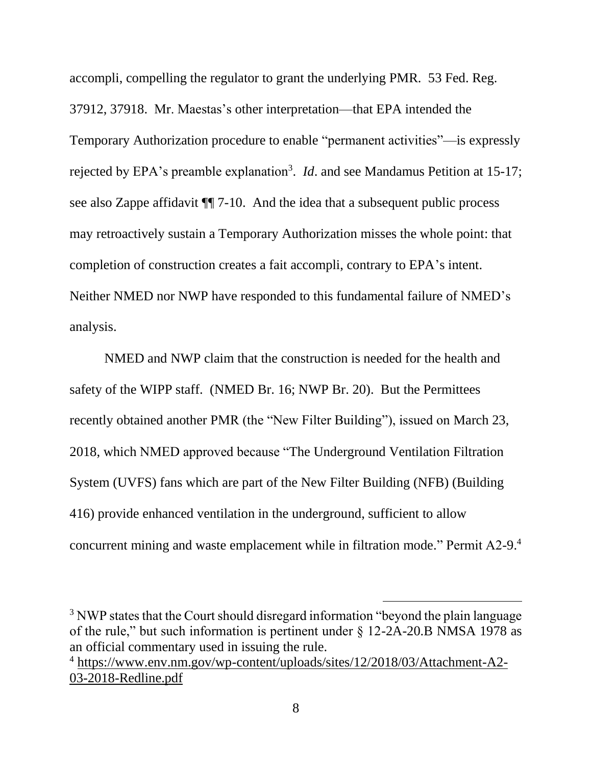accompli, compelling the regulator to grant the underlying PMR. 53 Fed. Reg. 37912, 37918. Mr. Maestas's other interpretation—that EPA intended the Temporary Authorization procedure to enable "permanent activities"—is expressly rejected by EPA's preamble explanation[3]. *Id*. and see Mandamus Petition at 15-17; see also Zappe affidavit ¶¶ 7-10. And the idea that a subsequent public process may retroactively sustain a Temporary Authorization misses the whole point: that completion of construction creates a fait accompli, contrary to EPA's intent. Neither NMED nor NWP have responded to this fundamental failure of NMED's analysis.

NMED and NWP claim that the construction is needed for the health and safety of the WIPP staff. (NMED Br. 16; NWP Br. 20). But the Permittees recently obtained another PMR (the "New Filter Building"), issued on March 23, 2018, which NMED approved because "The Underground Ventilation Filtration System (UVFS) fans which are part of the New Filter Building (NFB) (Building 416) provide enhanced ventilation in the underground, sufficient to allow concurrent mining and waste emplacement while in filtration mode." Permit A2-9.[4]

---

[3] NWP states that the Court should disregard information "beyond the plain language of the rule," but such information is pertinent under § 12-2A-20.B NMSA 1978 as an official commentary used in issuing the rule.

[4] https://www.env.nm.gov/wp-content/uploads/sites/12/2018/03/Attachment-A2-03-2018-Redline.pdf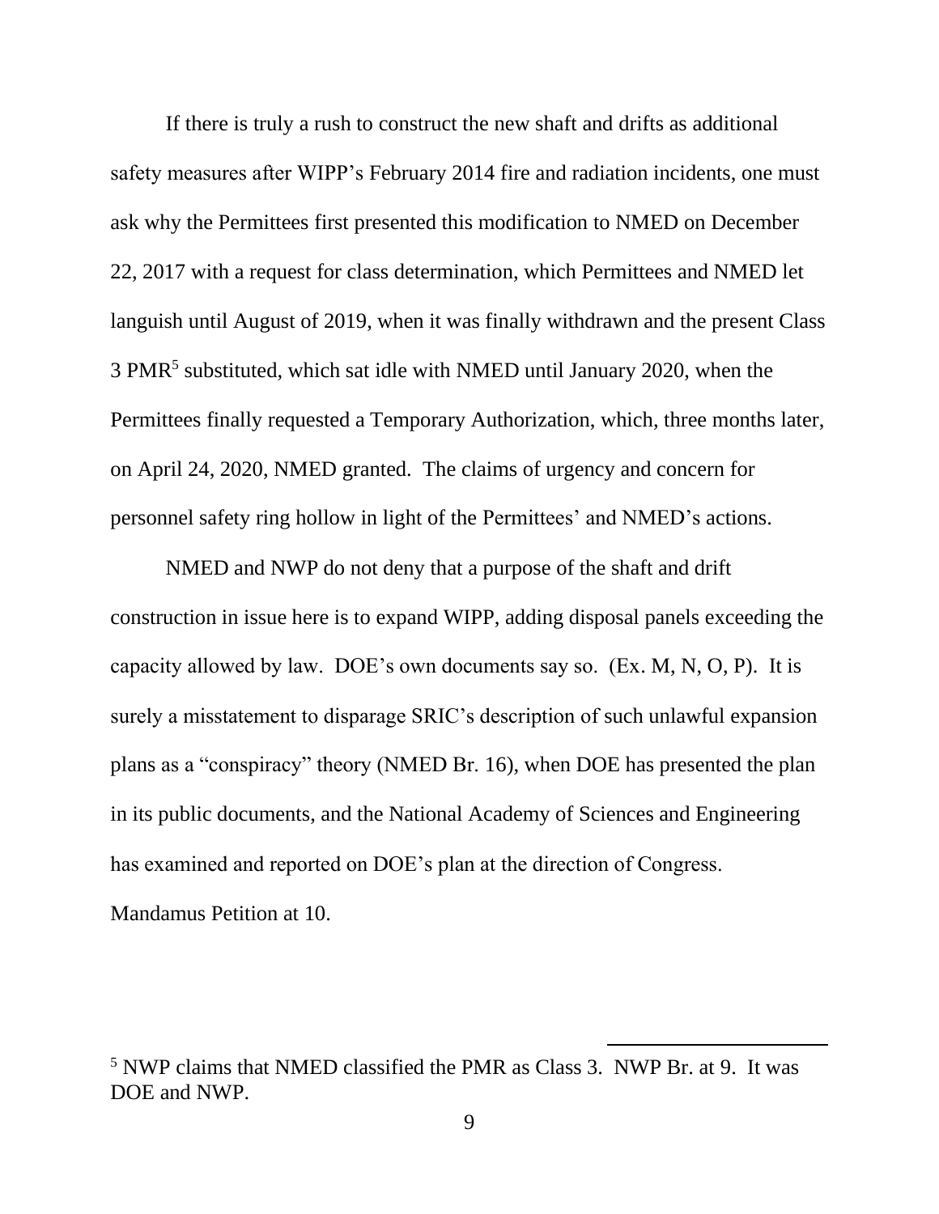If there is truly a rush to construct the new shaft and drifts as additional safety measures after WIPP's February 2014 fire and radiation incidents, one must ask why the Permittees first presented this modification to NMED on December 22, 2017 with a request for class determination, which Permittees and NMED let languish until August of 2019, when it was finally withdrawn and the present Class 3 PMR[5] substituted, which sat idle with NMED until January 2020, when the Permittees finally requested a Temporary Authorization, which, three months later, on April 24, 2020, NMED granted. The claims of urgency and concern for personnel safety ring hollow in light of the Permittees' and NMED's actions.

NMED and NWP do not deny that a purpose of the shaft and drift construction in issue here is to expand WIPP, adding disposal panels exceeding the capacity allowed by law. DOE's own documents say so. (Ex. M, N, O, P). It is surely a misstatement to disparage SRIC's description of such unlawful expansion plans as a "conspiracy" theory (NMED Br. 16), when DOE has presented the plan in its public documents, and the National Academy of Sciences and Engineering has examined and reported on DOE's plan at the direction of Congress. Mandamus Petition at 10.

[5] NWP claims that NMED classified the PMR as Class 3. NWP Br. at 9. It was DOE and NWP.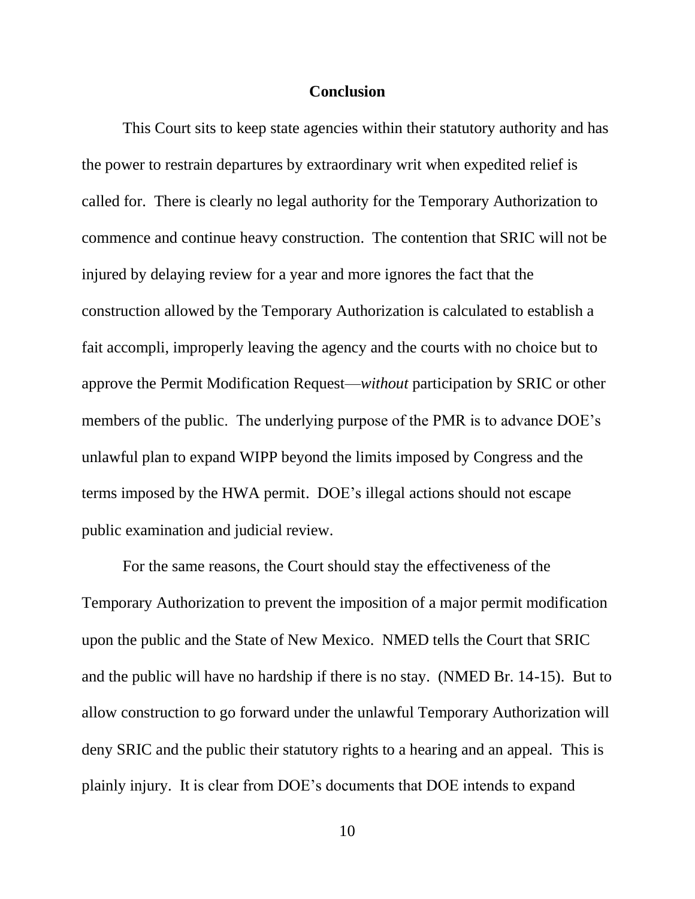## Conclusion

This Court sits to keep state agencies within their statutory authority and has the power to restrain departures by extraordinary writ when expedited relief is called for. There is clearly no legal authority for the Temporary Authorization to commence and continue heavy construction. The contention that SRIC will not be injured by delaying review for a year and more ignores the fact that the construction allowed by the Temporary Authorization is calculated to establish a fait accompli, improperly leaving the agency and the courts with no choice but to approve the Permit Modification Request—*without* participation by SRIC or other members of the public. The underlying purpose of the PMR is to advance DOE's unlawful plan to expand WIPP beyond the limits imposed by Congress and the terms imposed by the HWA permit. DOE's illegal actions should not escape public examination and judicial review.

For the same reasons, the Court should stay the effectiveness of the Temporary Authorization to prevent the imposition of a major permit modification upon the public and the State of New Mexico. NMED tells the Court that SRIC and the public will have no hardship if there is no stay. (NMED Br. 14-15). But to allow construction to go forward under the unlawful Temporary Authorization will deny SRIC and the public their statutory rights to a hearing and an appeal. This is plainly injury. It is clear from DOE's documents that DOE intends to expand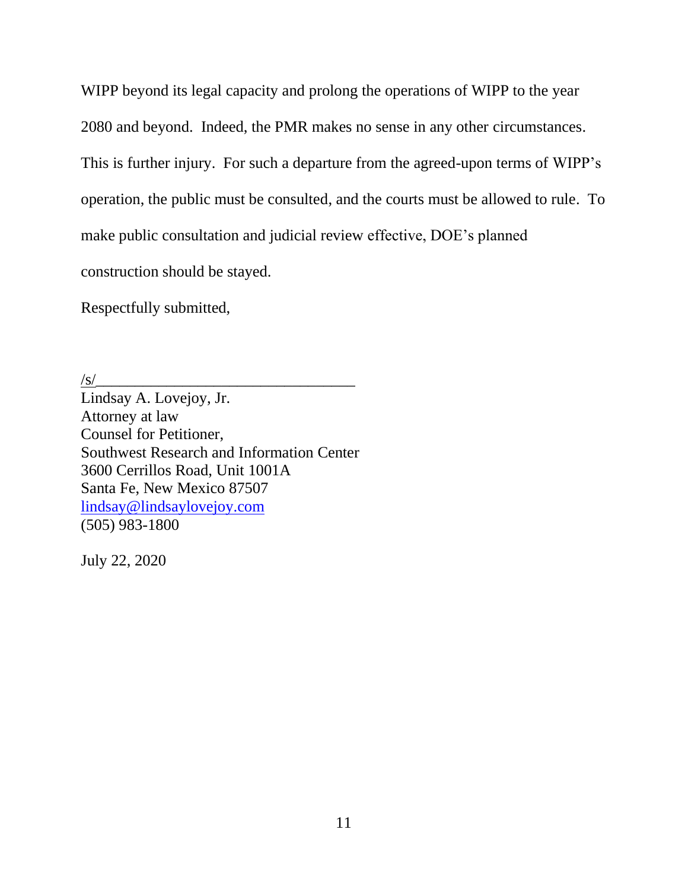WIPP beyond its legal capacity and prolong the operations of WIPP to the year 2080 and beyond. Indeed, the PMR makes no sense in any other circumstances. This is further injury. For such a departure from the agreed-upon terms of WIPP's operation, the public must be consulted, and the courts must be allowed to rule. To make public consultation and judicial review effective, DOE's planned construction should be stayed.

Respectfully submitted,

/s/\_\_\_\_\_\_\_\_\_\_\_\_\_\_\_\_\_\_\_\_\_\_\_\_\_\_\_\_\_\_\_\_\_\_
Lindsay A. Lovejoy, Jr.
Attorney at law
Counsel for Petitioner,
Southwest Research and Information Center
3600 Cerrillos Road, Unit 1001A
Santa Fe, New Mexico 87507
lindsay@lindsaylovejoy.com
(505) 983-1800

July 22, 2020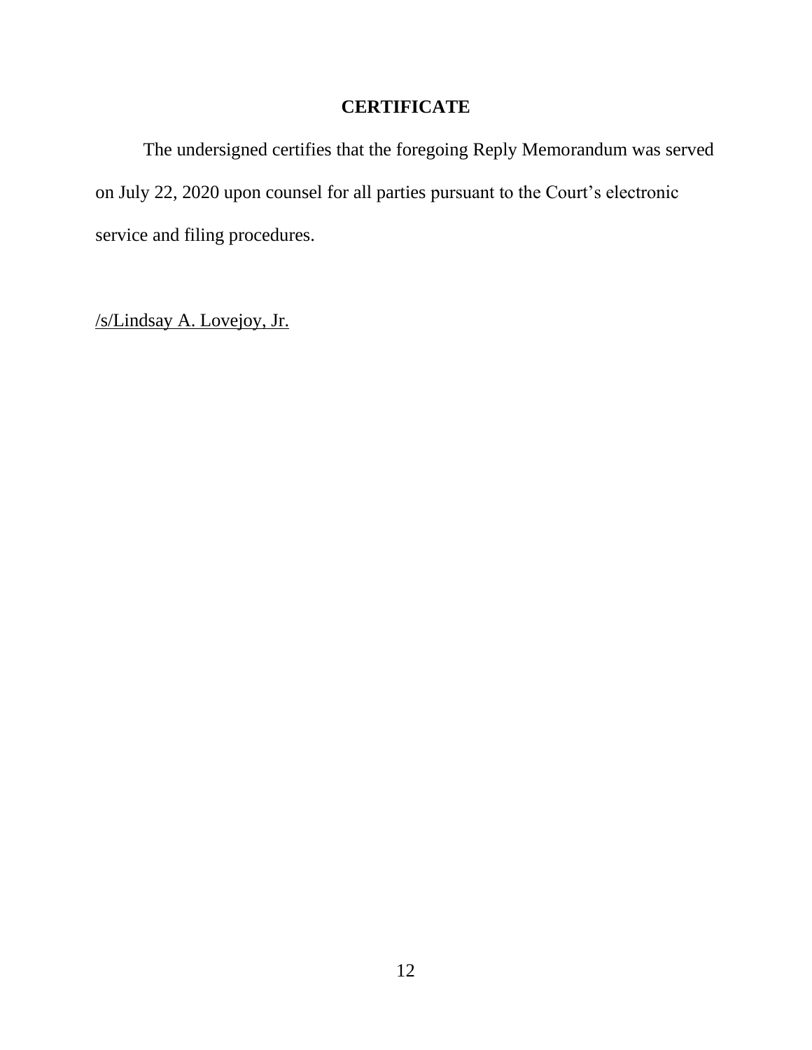## CERTIFICATE

The undersigned certifies that the foregoing Reply Memorandum was served on July 22, 2020 upon counsel for all parties pursuant to the Court's electronic service and filing procedures.

/s/Lindsay A. Lovejoy, Jr.